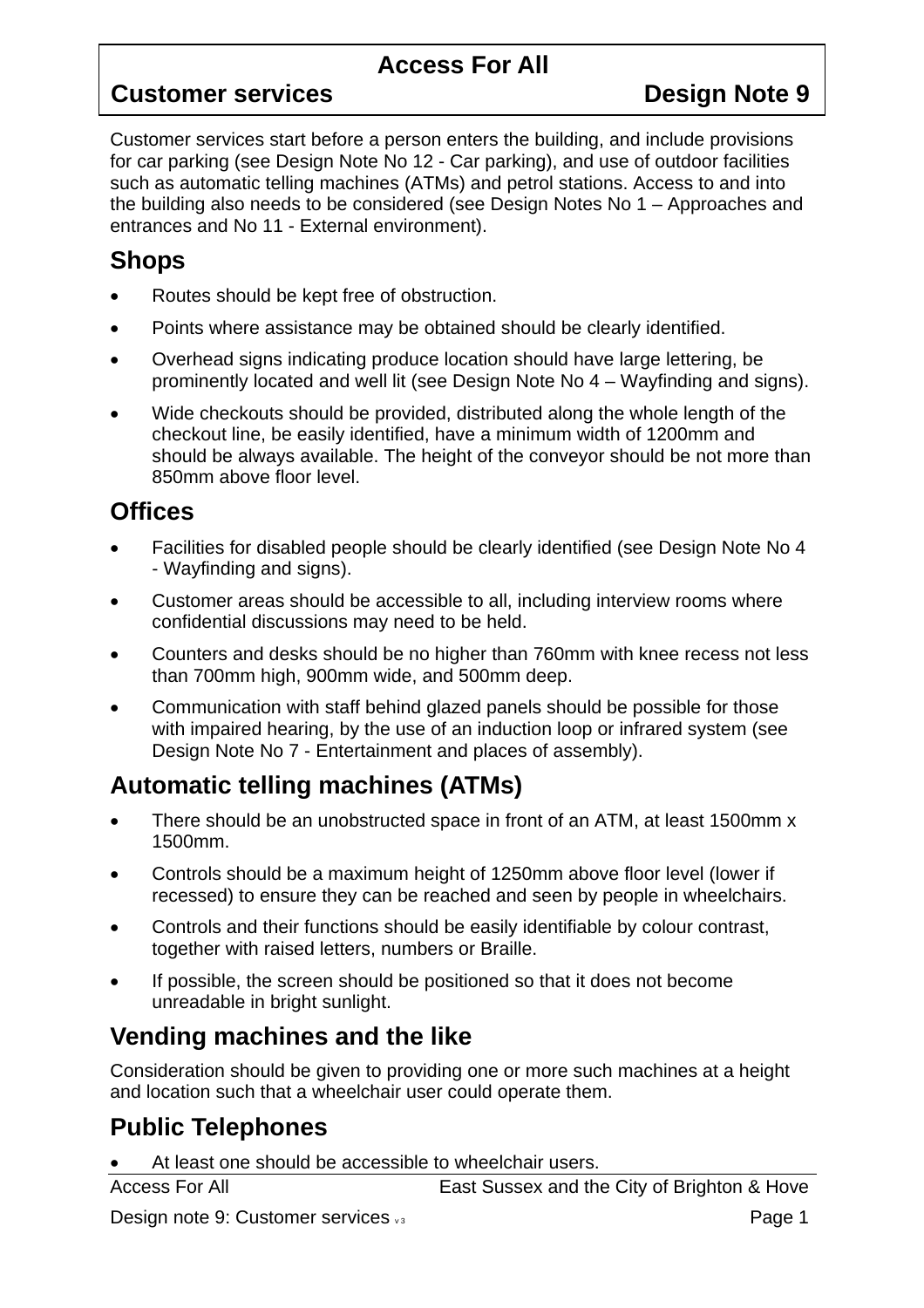# Access For All

## Customer services — Design Note 9

Customer services start before a person enters the building, and include provisions for car parking (see Design Note No 12 - Car parking), and use of outdoor facilities such as automatic telling machines (ATMs) and petrol stations. Access to and into the building also needs to be considered (see Design Notes No 1 – Approaches and entrances and No 11 - External environment).

## Shops

- Routes should be kept free of obstruction.
- Points where assistance may be obtained should be clearly identified.
- Overhead signs indicating produce location should have large lettering, be prominently located and well lit (see Design Note No 4 – Wayfinding and signs).
- Wide checkouts should be provided, distributed along the whole length of the checkout line, be easily identified, have a minimum width of 1200mm and should be always available. The height of the conveyor should be not more than 850mm above floor level.

## Offices

- Facilities for disabled people should be clearly identified (see Design Note No 4 - Wayfinding and signs).
- Customer areas should be accessible to all, including interview rooms where confidential discussions may need to be held.
- Counters and desks should be no higher than 760mm with knee recess not less than 700mm high, 900mm wide, and 500mm deep.
- Communication with staff behind glazed panels should be possible for those with impaired hearing, by the use of an induction loop or infrared system (see Design Note No 7 - Entertainment and places of assembly).

## Automatic telling machines (ATMs)

- There should be an unobstructed space in front of an ATM, at least 1500mm x 1500mm.
- Controls should be a maximum height of 1250mm above floor level (lower if recessed) to ensure they can be reached and seen by people in wheelchairs.
- Controls and their functions should be easily identifiable by colour contrast, together with raised letters, numbers or Braille.
- If possible, the screen should be positioned so that it does not become unreadable in bright sunlight.

## Vending machines and the like

Consideration should be given to providing one or more such machines at a height and location such that a wheelchair user could operate them.

## Public Telephones

- At least one should be accessible to wheelchair users.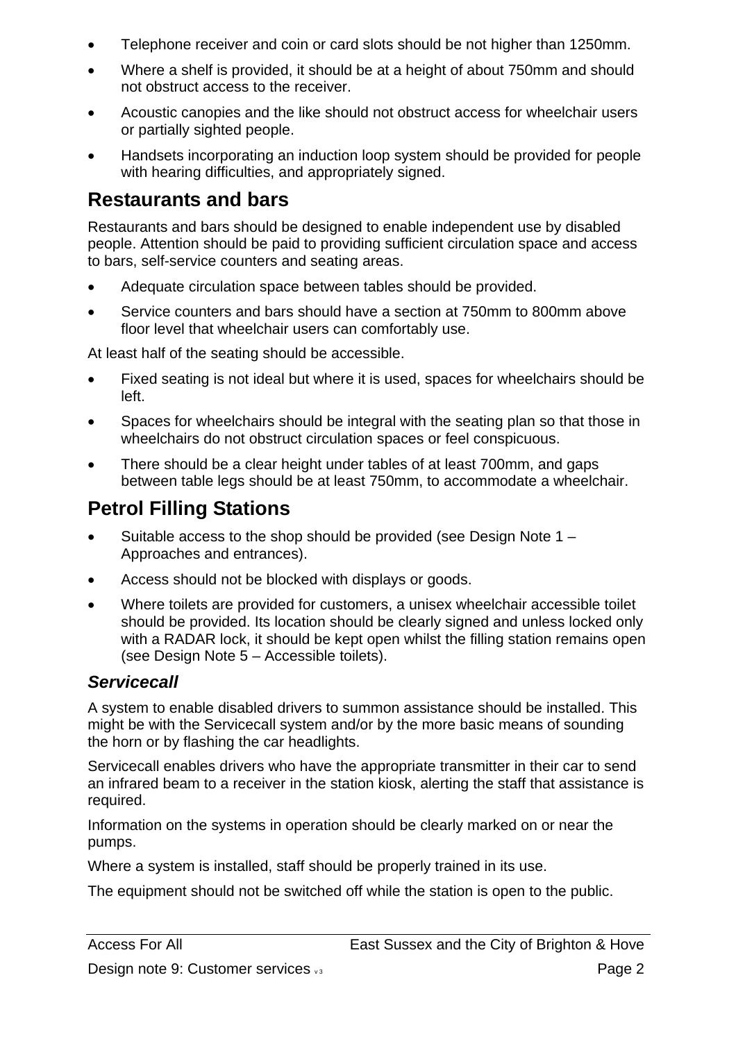- Telephone receiver and coin or card slots should be not higher than 1250mm.
- Where a shelf is provided, it should be at a height of about 750mm and should not obstruct access to the receiver.
- Acoustic canopies and the like should not obstruct access for wheelchair users or partially sighted people.
- Handsets incorporating an induction loop system should be provided for people with hearing difficulties, and appropriately signed.

## Restaurants and bars

Restaurants and bars should be designed to enable independent use by disabled people. Attention should be paid to providing sufficient circulation space and access to bars, self-service counters and seating areas.

- Adequate circulation space between tables should be provided.
- Service counters and bars should have a section at 750mm to 800mm above floor level that wheelchair users can comfortably use.

At least half of the seating should be accessible.

- Fixed seating is not ideal but where it is used, spaces for wheelchairs should be left.
- Spaces for wheelchairs should be integral with the seating plan so that those in wheelchairs do not obstruct circulation spaces or feel conspicuous.
- There should be a clear height under tables of at least 700mm, and gaps between table legs should be at least 750mm, to accommodate a wheelchair.

## Petrol Filling Stations

- Suitable access to the shop should be provided (see Design Note 1 – Approaches and entrances).
- Access should not be blocked with displays or goods.
- Where toilets are provided for customers, a unisex wheelchair accessible toilet should be provided. Its location should be clearly signed and unless locked only with a RADAR lock, it should be kept open whilst the filling station remains open (see Design Note 5 – Accessible toilets).

### *Servicecall*

A system to enable disabled drivers to summon assistance should be installed. This might be with the Servicecall system and/or by the more basic means of sounding the horn or by flashing the car headlights.

Servicecall enables drivers who have the appropriate transmitter in their car to send an infrared beam to a receiver in the station kiosk, alerting the staff that assistance is required.

Information on the systems in operation should be clearly marked on or near the pumps.

Where a system is installed, staff should be properly trained in its use.

The equipment should not be switched off while the station is open to the public.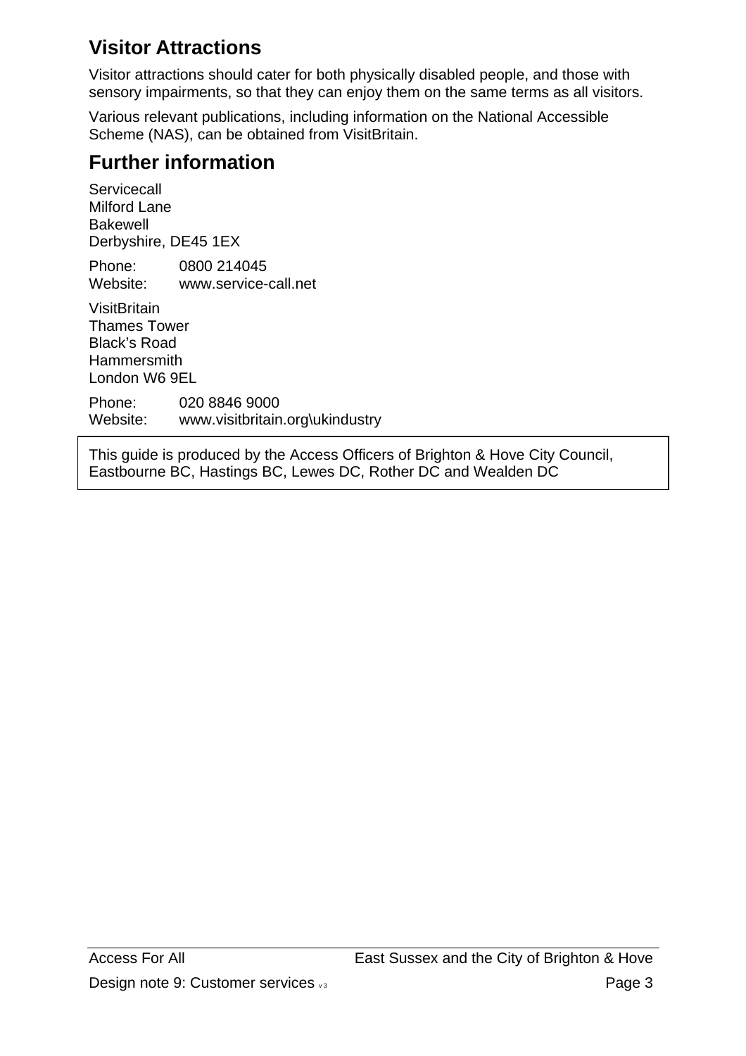## Visitor Attractions

Visitor attractions should cater for both physically disabled people, and those with sensory impairments, so that they can enjoy them on the same terms as all visitors.

Various relevant publications, including information on the National Accessible Scheme (NAS), can be obtained from VisitBritain.

## Further information

Servicecall
Milford Lane
Bakewell
Derbyshire, DE45 1EX

Phone: 0800 214045
Website: www.service-call.net

VisitBritain
Thames Tower
Black's Road
Hammersmith
London W6 9EL

Phone: 020 8846 9000
Website: www.visitbritain.org\ukindustry

This guide is produced by the Access Officers of Brighton & Hove City Council, Eastbourne BC, Hastings BC, Lewes DC, Rother DC and Wealden DC